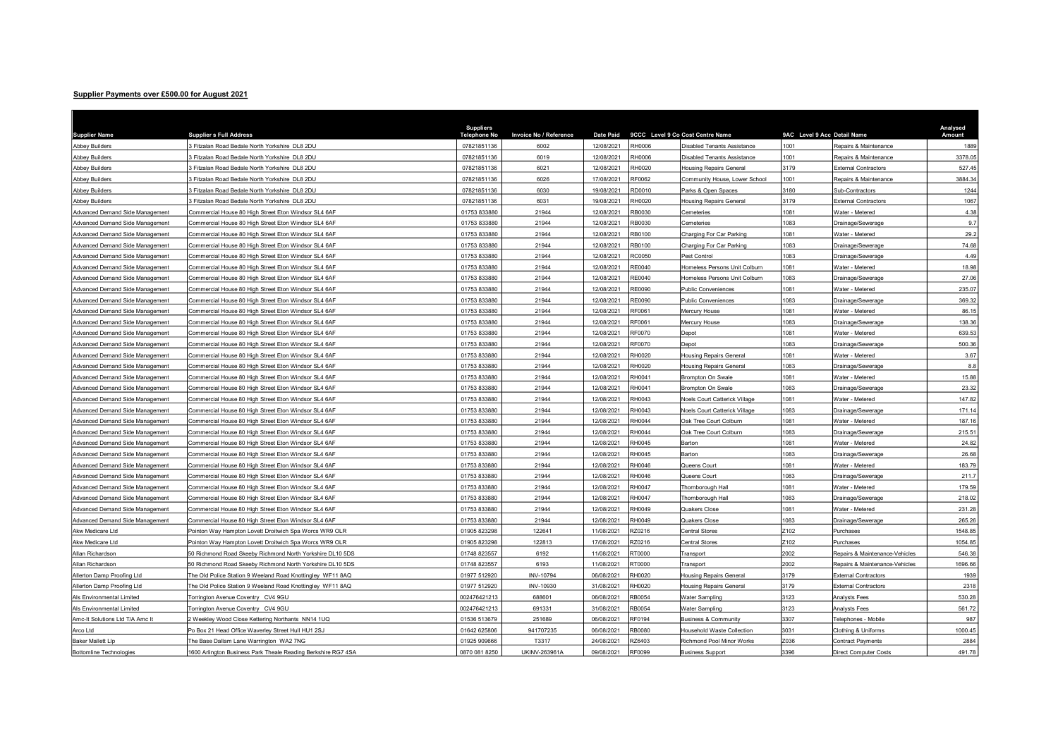## Supplier Payments over £500.00 for August 2021

| Supplier Name | Supplier s Full Address | Suppliers Telephone No | Invoice No / Reference | Date Paid | 9CCC | Level 9 Co Cost Centre Name | 9AC | Level 9 Acc Detail Name | Analysed Amount |
|---|---|---|---|---|---|---|---|---|---|
| Abbey Builders | 3 Fitzalan Road Bedale North Yorkshire DL8 2DU | 07821851136 | 6002 | 12/08/2021 | RH0006 | Disabled Tenants Assistance | 1001 | Repairs & Maintenance | 1889 |
| Abbey Builders | 3 Fitzalan Road Bedale North Yorkshire DL8 2DU | 07821851136 | 6019 | 12/08/2021 | RH0006 | Disabled Tenants Assistance | 1001 | Repairs & Maintenance | 3378.05 |
| Abbey Builders | 3 Fitzalan Road Bedale North Yorkshire DL8 2DU | 07821851136 | 6021 | 12/08/2021 | RH0020 | Housing Repairs General | 3179 | External Contractors | 527.45 |
| Abbey Builders | 3 Fitzalan Road Bedale North Yorkshire DL8 2DU | 07821851136 | 6026 | 17/08/2021 | RF0062 | Community House, Lower School | 1001 | Repairs & Maintenance | 3884.34 |
| Abbey Builders | 3 Fitzalan Road Bedale North Yorkshire DL8 2DU | 07821851136 | 6030 | 19/08/2021 | RD0010 | Parks & Open Spaces | 3180 | Sub-Contractors | 1244 |
| Abbey Builders | 3 Fitzalan Road Bedale North Yorkshire DL8 2DU | 07821851136 | 6031 | 19/08/2021 | RH0020 | Housing Repairs General | 3179 | External Contractors | 1067 |
| Advanced Demand Side Management | Commercial House 80 High Street Eton Windsor SL4 6AF | 01753 833880 | 21944 | 12/08/2021 | RB0030 | Cemeteries | 1081 | Water - Metered | 4.38 |
| Advanced Demand Side Management | Commercial House 80 High Street Eton Windsor SL4 6AF | 01753 833880 | 21944 | 12/08/2021 | RB0030 | Cemeteries | 1083 | Drainage/Sewerage | 9.7 |
| Advanced Demand Side Management | Commercial House 80 High Street Eton Windsor SL4 6AF | 01753 833880 | 21944 | 12/08/2021 | RB0100 | Charging For Car Parking | 1081 | Water - Metered | 29.2 |
| Advanced Demand Side Management | Commercial House 80 High Street Eton Windsor SL4 6AF | 01753 833880 | 21944 | 12/08/2021 | RB0100 | Charging For Car Parking | 1083 | Drainage/Sewerage | 74.68 |
| Advanced Demand Side Management | Commercial House 80 High Street Eton Windsor SL4 6AF | 01753 833880 | 21944 | 12/08/2021 | RC0050 | Pest Control | 1083 | Drainage/Sewerage | 4.49 |
| Advanced Demand Side Management | Commercial House 80 High Street Eton Windsor SL4 6AF | 01753 833880 | 21944 | 12/08/2021 | RE0040 | Homeless Persons Unit Colburn | 1081 | Water - Metered | 18.98 |
| Advanced Demand Side Management | Commercial House 80 High Street Eton Windsor SL4 6AF | 01753 833880 | 21944 | 12/08/2021 | RE0040 | Homeless Persons Unit Colburn | 1083 | Drainage/Sewerage | 27.06 |
| Advanced Demand Side Management | Commercial House 80 High Street Eton Windsor SL4 6AF | 01753 833880 | 21944 | 12/08/2021 | RE0090 | Public Conveniences | 1081 | Water - Metered | 235.07 |
| Advanced Demand Side Management | Commercial House 80 High Street Eton Windsor SL4 6AF | 01753 833880 | 21944 | 12/08/2021 | RE0090 | Public Conveniences | 1083 | Drainage/Sewerage | 369.32 |
| Advanced Demand Side Management | Commercial House 80 High Street Eton Windsor SL4 6AF | 01753 833880 | 21944 | 12/08/2021 | RF0061 | Mercury House | 1081 | Water - Metered | 86.15 |
| Advanced Demand Side Management | Commercial House 80 High Street Eton Windsor SL4 6AF | 01753 833880 | 21944 | 12/08/2021 | RF0061 | Mercury House | 1083 | Drainage/Sewerage | 138.36 |
| Advanced Demand Side Management | Commercial House 80 High Street Eton Windsor SL4 6AF | 01753 833880 | 21944 | 12/08/2021 | RF0070 | Depot | 1081 | Water - Metered | 639.53 |
| Advanced Demand Side Management | Commercial House 80 High Street Eton Windsor SL4 6AF | 01753 833880 | 21944 | 12/08/2021 | RF0070 | Depot | 1083 | Drainage/Sewerage | 500.36 |
| Advanced Demand Side Management | Commercial House 80 High Street Eton Windsor SL4 6AF | 01753 833880 | 21944 | 12/08/2021 | RH0020 | Housing Repairs General | 1081 | Water - Metered | 3.67 |
| Advanced Demand Side Management | Commercial House 80 High Street Eton Windsor SL4 6AF | 01753 833880 | 21944 | 12/08/2021 | RH0020 | Housing Repairs General | 1083 | Drainage/Sewerage | 8.8 |
| Advanced Demand Side Management | Commercial House 80 High Street Eton Windsor SL4 6AF | 01753 833880 | 21944 | 12/08/2021 | RH0041 | Brompton On Swale | 1081 | Water - Metered | 15.88 |
| Advanced Demand Side Management | Commercial House 80 High Street Eton Windsor SL4 6AF | 01753 833880 | 21944 | 12/08/2021 | RH0041 | Brompton On Swale | 1083 | Drainage/Sewerage | 23.32 |
| Advanced Demand Side Management | Commercial House 80 High Street Eton Windsor SL4 6AF | 01753 833880 | 21944 | 12/08/2021 | RH0043 | Noels Court Catterick Village | 1081 | Water - Metered | 147.82 |
| Advanced Demand Side Management | Commercial House 80 High Street Eton Windsor SL4 6AF | 01753 833880 | 21944 | 12/08/2021 | RH0043 | Noels Court Catterick Village | 1083 | Drainage/Sewerage | 171.14 |
| Advanced Demand Side Management | Commercial House 80 High Street Eton Windsor SL4 6AF | 01753 833880 | 21944 | 12/08/2021 | RH0044 | Oak Tree Court Colburn | 1081 | Water - Metered | 187.16 |
| Advanced Demand Side Management | Commercial House 80 High Street Eton Windsor SL4 6AF | 01753 833880 | 21944 | 12/08/2021 | RH0044 | Oak Tree Court Colburn | 1083 | Drainage/Sewerage | 215.51 |
| Advanced Demand Side Management | Commercial House 80 High Street Eton Windsor SL4 6AF | 01753 833880 | 21944 | 12/08/2021 | RH0045 | Barton | 1081 | Water - Metered | 24.82 |
| Advanced Demand Side Management | Commercial House 80 High Street Eton Windsor SL4 6AF | 01753 833880 | 21944 | 12/08/2021 | RH0045 | Barton | 1083 | Drainage/Sewerage | 26.68 |
| Advanced Demand Side Management | Commercial House 80 High Street Eton Windsor SL4 6AF | 01753 833880 | 21944 | 12/08/2021 | RH0046 | Queens Court | 1081 | Water - Metered | 183.79 |
| Advanced Demand Side Management | Commercial House 80 High Street Eton Windsor SL4 6AF | 01753 833880 | 21944 | 12/08/2021 | RH0046 | Queens Court | 1083 | Drainage/Sewerage | 211.7 |
| Advanced Demand Side Management | Commercial House 80 High Street Eton Windsor SL4 6AF | 01753 833880 | 21944 | 12/08/2021 | RH0047 | Thornborough Hall | 1081 | Water - Metered | 179.59 |
| Advanced Demand Side Management | Commercial House 80 High Street Eton Windsor SL4 6AF | 01753 833880 | 21944 | 12/08/2021 | RH0047 | Thornborough Hall | 1083 | Drainage/Sewerage | 218.02 |
| Advanced Demand Side Management | Commercial House 80 High Street Eton Windsor SL4 6AF | 01753 833880 | 21944 | 12/08/2021 | RH0049 | Quakers Close | 1081 | Water - Metered | 231.28 |
| Advanced Demand Side Management | Commercial House 80 High Street Eton Windsor SL4 6AF | 01753 833880 | 21944 | 12/08/2021 | RH0049 | Quakers Close | 1083 | Drainage/Sewerage | 265.26 |
| Akw Medicare Ltd | Pointon Way Hampton Lovett Droitwich Spa Worcs WR9 OLR | 01905 823298 | 122641 | 11/08/2021 | RZ0216 | Central Stores | Z102 | Purchases | 1548.85 |
| Akw Medicare Ltd | Pointon Way Hampton Lovett Droitwich Spa Worcs WR9 OLR | 01905 823298 | 122813 | 17/08/2021 | RZ0216 | Central Stores | Z102 | Purchases | 1054.85 |
| Allan Richardson | 50 Richmond Road Skeeby Richmond North Yorkshire DL10 5DS | 01748 823557 | 6192 | 11/08/2021 | RT0000 | Transport | 2002 | Repairs & Maintenance-Vehicles | 546.38 |
| Allan Richardson | 50 Richmond Road Skeeby Richmond North Yorkshire DL10 5DS | 01748 823557 | 6193 | 11/08/2021 | RT0000 | Transport | 2002 | Repairs & Maintenance-Vehicles | 1696.66 |
| Allerton Damp Proofing Ltd | The Old Police Station 9 Weeland Road Knottingley WF11 8AQ | 01977 512920 | INV-10794 | 06/08/2021 | RH0020 | Housing Repairs General | 3179 | External Contractors | 1939 |
| Allerton Damp Proofing Ltd | The Old Police Station 9 Weeland Road Knottingley WF11 8AQ | 01977 512920 | INV-10930 | 31/08/2021 | RH0020 | Housing Repairs General | 3179 | External Contractors | 2318 |
| Als Environmental Limited | Torrington Avenue Coventry CV4 9GU | 002476421213 | 688601 | 06/08/2021 | RB0054 | Water Sampling | 3123 | Analysts Fees | 530.28 |
| Als Environmental Limited | Torrington Avenue Coventry CV4 9GU | 002476421213 | 691331 | 31/08/2021 | RB0054 | Water Sampling | 3123 | Analysts Fees | 561.72 |
| Amc-It Solutions Ltd T/A Amc It | 2 Weekley Wood Close Kettering Northants NN14 1UQ | 01536 513679 | 251689 | 06/08/2021 | RF0194 | Business & Community | 3307 | Telephones - Mobile | 987 |
| Arco Ltd | Po Box 21 Head Office Waverley Street Hull HU1 2SJ | 01642 625806 | 941707235 | 06/08/2021 | RB0080 | Household Waste Collection | 3031 | Clothing & Uniforms | 1000.45 |
| Baker Mallett Llp | The Base Dallam Lane Warrington WA2 7NG | 01925 909666 | T3317 | 24/08/2021 | RZ6403 | Richmond Pool Minor Works | Z036 | Contract Payments | 2884 |
| Bottomline Technologies | 1600 Arlington Business Park Theale Reading Berkshire RG7 4SA | 0870 081 8250 | UKINV-263961A | 09/08/2021 | RF0099 | Business Support | 3396 | Direct Computer Costs | 491.78 |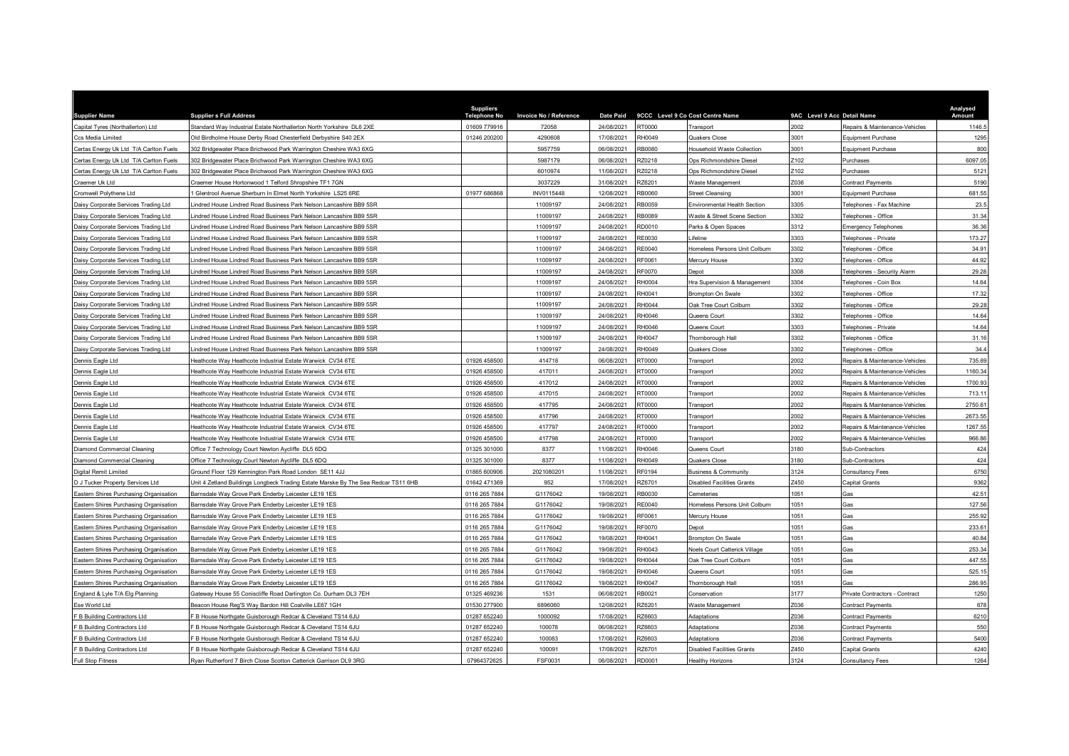| Supplier Name | Supplier s Full Address | Suppliers Telephone No | Invoice No / Reference | Date Paid | 9CCC Level 9 Co Cost Centre Name | | 9AC Level 9 Acc Detail Name | | Analysed Amount |
|---|---|---|---|---|---|---|---|---|---|
| Capital Tyres (Northallerton) Ltd | Standard Way Industrial Estate Northallerton North Yorkshire DL6 2XE | 01609 779916 | 72058 | 24/08/2021 | RT0000 | Transport | 2002 | Repairs & Maintenance-Vehicles | 1146.5 |
| Ccs Media Limited | Old Birdholme House Derby Road Chesterfield Derbyshire S40 2EX | 01246 200200 | 4290608 | 17/08/2021 | RH0049 | Quakers Close | 3001 | Equipment Purchase | 1295 |
| Certas Energy Uk Ltd T/A Carlton Fuels | 302 Bridgewater Place Brichwood Park Warrington Cheshire WA3 6XG | | 5957759 | 06/08/2021 | RB0080 | Household Waste Collection | 3001 | Equipment Purchase | 800 |
| Certas Energy Uk Ltd T/A Carlton Fuels | 302 Bridgewater Place Brichwood Park Warrington Cheshire WA3 6XG | | 5987179 | 06/08/2021 | RZ0218 | Ops Richmondshire Diesel | Z102 | Purchases | 6097.05 |
| Certas Energy Uk Ltd T/A Carlton Fuels | 302 Bridgewater Place Brichwood Park Warrington Cheshire WA3 6XG | | 6010974 | 11/08/2021 | RZ0218 | Ops Richmondshire Diesel | Z102 | Purchases | 5121 |
| Craemer Uk Ltd | Craemer House Hortonwood 1 Telford Shropshire TF1 7GN | | 3037229 | 31/08/2021 | RZ6201 | Waste Management | Z036 | Contract Payments | 5190 |
| Cromwell Polythene Ltd | 1 Glentrool Avenue Sherburn In Elmet North Yorkshire LS25 6RE | 01977 686868 | INV0115448 | 12/08/2021 | RB0060 | Street Cleansing | 3001 | Equipment Purchase | 681.55 |
| Daisy Corporate Services Trading Ltd | Lindred House Lindred Road Business Park Nelson Lancashire BB9 5SR | | 11009197 | 24/08/2021 | RB0059 | Environmental Health Section | 3305 | Telephones - Fax Machine | 23.5 |
| Daisy Corporate Services Trading Ltd | Lindred House Lindred Road Business Park Nelson Lancashire BB9 5SR | | 11009197 | 24/08/2021 | RB0089 | Waste & Street Scene Section | 3302 | Telephones - Office | 31.34 |
| Daisy Corporate Services Trading Ltd | Lindred House Lindred Road Business Park Nelson Lancashire BB9 5SR | | 11009197 | 24/08/2021 | RD0010 | Parks & Open Spaces | 3312 | Emergency Telephones | 36.36 |
| Daisy Corporate Services Trading Ltd | Lindred House Lindred Road Business Park Nelson Lancashire BB9 5SR | | 11009197 | 24/08/2021 | RE0030 | Lifeline | 3303 | Telephones - Private | 173.27 |
| Daisy Corporate Services Trading Ltd | Lindred House Lindred Road Business Park Nelson Lancashire BB9 5SR | | 11009197 | 24/08/2021 | RE0040 | Homeless Persons Unit Colburn | 3302 | Telephones - Office | 34.91 |
| Daisy Corporate Services Trading Ltd | Lindred House Lindred Road Business Park Nelson Lancashire BB9 5SR | | 11009197 | 24/08/2021 | RF0061 | Mercury House | 3302 | Telephones - Office | 44.92 |
| Daisy Corporate Services Trading Ltd | Lindred House Lindred Road Business Park Nelson Lancashire BB9 5SR | | 11009197 | 24/08/2021 | RF0070 | Depot | 3308 | Telephones - Security Alarm | 29.28 |
| Daisy Corporate Services Trading Ltd | Lindred House Lindred Road Business Park Nelson Lancashire BB9 5SR | | 11009197 | 24/08/2021 | RH0004 | Hra Supervision & Management | 3304 | Telephones - Coin Box | 14.64 |
| Daisy Corporate Services Trading Ltd | Lindred House Lindred Road Business Park Nelson Lancashire BB9 5SR | | 11009197 | 24/08/2021 | RH0041 | Brompton On Swale | 3302 | Telephones - Office | 17.32 |
| Daisy Corporate Services Trading Ltd | Lindred House Lindred Road Business Park Nelson Lancashire BB9 5SR | | 11009197 | 24/08/2021 | RH0044 | Oak Tree Court Colburn | 3302 | Telephones - Office | 29.28 |
| Daisy Corporate Services Trading Ltd | Lindred House Lindred Road Business Park Nelson Lancashire BB9 5SR | | 11009197 | 24/08/2021 | RH0046 | Queens Court | 3302 | Telephones - Office | 14.64 |
| Daisy Corporate Services Trading Ltd | Lindred House Lindred Road Business Park Nelson Lancashire BB9 5SR | | 11009197 | 24/08/2021 | RH0046 | Queens Court | 3303 | Telephones - Private | 14.64 |
| Daisy Corporate Services Trading Ltd | Lindred House Lindred Road Business Park Nelson Lancashire BB9 5SR | | 11009197 | 24/08/2021 | RH0047 | Thornborough Hall | 3302 | Telephones - Office | 31.16 |
| Daisy Corporate Services Trading Ltd | Lindred House Lindred Road Business Park Nelson Lancashire BB9 5SR | | 11009197 | 24/08/2021 | RH0049 | Quakers Close | 3302 | Telephones - Office | 34.4 |
| Dennis Eagle Ltd | Heathcote Way Heathcote Industrial Estate Warwick CV34 6TE | 01926 458500 | 414718 | 06/08/2021 | RT0000 | Transport | 2002 | Repairs & Maintenance-Vehicles | 735.69 |
| Dennis Eagle Ltd | Heathcote Way Heathcote Industrial Estate Warwick CV34 6TE | 01926 458500 | 417011 | 24/08/2021 | RT0000 | Transport | 2002 | Repairs & Maintenance-Vehicles | 1160.34 |
| Dennis Eagle Ltd | Heathcote Way Heathcote Industrial Estate Warwick CV34 6TE | 01926 458500 | 417012 | 24/08/2021 | RT0000 | Transport | 2002 | Repairs & Maintenance-Vehicles | 1700.93 |
| Dennis Eagle Ltd | Heathcote Way Heathcote Industrial Estate Warwick CV34 6TE | 01926 458500 | 417015 | 24/08/2021 | RT0000 | Transport | 2002 | Repairs & Maintenance-Vehicles | 713.11 |
| Dennis Eagle Ltd | Heathcote Way Heathcote Industrial Estate Warwick CV34 6TE | 01926 458500 | 417795 | 24/08/2021 | RT0000 | Transport | 2002 | Repairs & Maintenance-Vehicles | 2750.61 |
| Dennis Eagle Ltd | Heathcote Way Heathcote Industrial Estate Warwick CV34 6TE | 01926 458500 | 417796 | 24/08/2021 | RT0000 | Transport | 2002 | Repairs & Maintenance-Vehicles | 2673.55 |
| Dennis Eagle Ltd | Heathcote Way Heathcote Industrial Estate Warwick CV34 6TE | 01926 458500 | 417797 | 24/08/2021 | RT0000 | Transport | 2002 | Repairs & Maintenance-Vehicles | 1267.55 |
| Dennis Eagle Ltd | Heathcote Way Heathcote Industrial Estate Warwick CV34 6TE | 01926 458500 | 417798 | 24/08/2021 | RT0000 | Transport | 2002 | Repairs & Maintenance-Vehicles | 966.86 |
| Diamond Commercial Cleaning | Office 7 Technology Court Newton Aycliffe DL5 6DQ | 01325 301000 | 8377 | 11/08/2021 | RH0046 | Queens Court | 3180 | Sub-Contractors | 424 |
| Diamond Commercial Cleaning | Office 7 Technology Court Newton Aycliffe DL5 6DQ | 01325 301000 | 8377 | 11/08/2021 | RH0049 | Quakers Close | 3180 | Sub-Contractors | 424 |
| Digital Remit Limited | Ground Floor 129 Kennington Park Road London SE11 4JJ | 01865 600906 | 2021080201 | 11/08/2021 | RF0194 | Business & Community | 3124 | Consultancy Fees | 6750 |
| D J Tucker Property Services Ltd | Unit 4 Zetland Buildings Longbeck Trading Estate Marske By The Sea Redcar TS11 6HB | 01642 471369 | 952 | 17/08/2021 | RZ6701 | Disabled Facilities Grants | Z450 | Capital Grants | 9362 |
| Eastern Shires Purchasing Organisation | Barnsdale Way Grove Park Enderby Leicester LE19 1ES | 0116 265 7884 | G1176042 | 19/08/2021 | RB0030 | Cemeteries | 1051 | Gas | 42.51 |
| Eastern Shires Purchasing Organisation | Barnsdale Way Grove Park Enderby Leicester LE19 1ES | 0116 265 7884 | G1176042 | 19/08/2021 | RE0040 | Homeless Persons Unit Colburn | 1051 | Gas | 127.56 |
| Eastern Shires Purchasing Organisation | Barnsdale Way Grove Park Enderby Leicester LE19 1ES | 0116 265 7884 | G1176042 | 19/08/2021 | RF0061 | Mercury House | 1051 | Gas | 255.92 |
| Eastern Shires Purchasing Organisation | Barnsdale Way Grove Park Enderby Leicester LE19 1ES | 0116 265 7884 | G1176042 | 19/08/2021 | RF0070 | Depot | 1051 | Gas | 233.61 |
| Eastern Shires Purchasing Organisation | Barnsdale Way Grove Park Enderby Leicester LE19 1ES | 0116 265 7884 | G1176042 | 19/08/2021 | RH0041 | Brompton On Swale | 1051 | Gas | 40.84 |
| Eastern Shires Purchasing Organisation | Barnsdale Way Grove Park Enderby Leicester LE19 1ES | 0116 265 7884 | G1176042 | 19/08/2021 | RH0043 | Noels Court Catterick Village | 1051 | Gas | 253.34 |
| Eastern Shires Purchasing Organisation | Barnsdale Way Grove Park Enderby Leicester LE19 1ES | 0116 265 7884 | G1176042 | 19/08/2021 | RH0044 | Oak Tree Court Colburn | 1051 | Gas | 447.55 |
| Eastern Shires Purchasing Organisation | Barnsdale Way Grove Park Enderby Leicester LE19 1ES | 0116 265 7884 | G1176042 | 19/08/2021 | RH0046 | Queens Court | 1051 | Gas | 525.15 |
| Eastern Shires Purchasing Organisation | Barnsdale Way Grove Park Enderby Leicester LE19 1ES | 0116 265 7884 | G1176042 | 19/08/2021 | RH0047 | Thornborough Hall | 1051 | Gas | 286.95 |
| England & Lyle T/A Elg Planning | Gateway House 55 Coniscliffe Road Darlington Co. Durham DL3 7EH | 01325 469236 | 1531 | 06/08/2021 | RB0021 | Conservation | 3177 | Private Contractors - Contract | 1250 |
| Ese World Ltd | Beacon House Reg'S Way Bardon Hill Coalville LE67 1GH | 01530 277900 | 6896060 | 12/08/2021 | RZ6201 | Waste Management | Z036 | Contract Payments | 678 |
| F B Building Contractors Ltd | F B House Northgate Guisborough Redcar & Cleveland TS14 6JU | 01287 652240 | 1000092 | 17/08/2021 | RZ6603 | Adaptations | Z036 | Contract Payments | 6210 |
| F B Building Contractors Ltd | F B House Northgate Guisborough Redcar & Cleveland TS14 6JU | 01287 652240 | 100078 | 06/08/2021 | RZ6603 | Adaptations | Z036 | Contract Payments | 550 |
| F B Building Contractors Ltd | F B House Northgate Guisborough Redcar & Cleveland TS14 6JU | 01287 652240 | 100083 | 17/08/2021 | RZ6603 | Adaptations | Z036 | Contract Payments | 5400 |
| F B Building Contractors Ltd | F B House Northgate Guisborough Redcar & Cleveland TS14 6JU | 01287 652240 | 100091 | 17/08/2021 | RZ6701 | Disabled Facilities Grants | Z450 | Capital Grants | 4240 |
| Full Stop Fitness | Ryan Rutherford 7 Birch Close Scotton Catterick Garrison DL9 3RG | 07964372625 | FSF0031 | 06/08/2021 | RD0001 | Healthy Horizons | 3124 | Consultancy Fees | 1264 |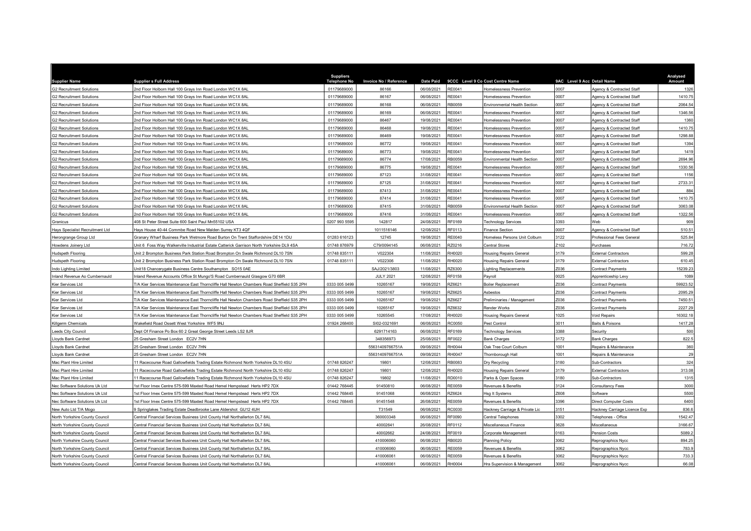| Supplier Name | Supplier s Full Address | Suppliers Telephone No | Invoice No / Reference | Date Paid | 9CCC | Level 9 Co Cost Centre Name | 9AC | Level 9 Acc Detail Name | Analysed Amount |
|---|---|---|---|---|---|---|---|---|---|
| G2 Recruitment Solutions | 2nd Floor Holborn Hall 100 Grays Inn Road London WC1X 8AL | 01179689000 | 86166 | 06/08/2021 | RE0041 | Homelessness Prevention | 0007 | Agency & Contracted Staff | 1326 |
| G2 Recruitment Solutions | 2nd Floor Holborn Hall 100 Grays Inn Road London WC1X 8AL | 01179689000 | 86167 | 06/08/2021 | RE0041 | Homelessness Prevention | 0007 | Agency & Contracted Staff | 1410.75 |
| G2 Recruitment Solutions | 2nd Floor Holborn Hall 100 Grays Inn Road London WC1X 8AL | 01179689000 | 86168 | 06/08/2021 | RB0059 | Environmental Health Section | 0007 | Agency & Contracted Staff | 2064.54 |
| G2 Recruitment Solutions | 2nd Floor Holborn Hall 100 Grays Inn Road London WC1X 8AL | 01179689000 | 86169 | 06/08/2021 | RE0041 | Homelessness Prevention | 0007 | Agency & Contracted Staff | 1346.56 |
| G2 Recruitment Solutions | 2nd Floor Holborn Hall 100 Grays Inn Road London WC1X 8AL | 01179689000 | 86467 | 19/08/2021 | RE0041 | Homelessness Prevention | 0007 | Agency & Contracted Staff | 1360 |
| G2 Recruitment Solutions | 2nd Floor Holborn Hall 100 Grays Inn Road London WC1X 8AL | 01179689000 | 86468 | 19/08/2021 | RE0041 | Homelessness Prevention | 0007 | Agency & Contracted Staff | 1410.75 |
| G2 Recruitment Solutions | 2nd Floor Holborn Hall 100 Grays Inn Road London WC1X 8AL | 01179689000 | 86469 | 19/08/2021 | RE0041 | Homelessness Prevention | 0007 | Agency & Contracted Staff | 1298.88 |
| G2 Recruitment Solutions | 2nd Floor Holborn Hall 100 Grays Inn Road London WC1X 8AL | 01179689000 | 86772 | 19/08/2021 | RE0041 | Homelessness Prevention | 0007 | Agency & Contracted Staff | 1394 |
| G2 Recruitment Solutions | 2nd Floor Holborn Hall 100 Grays Inn Road London WC1X 8AL | 01179689000 | 86773 | 19/08/2021 | RE0041 | Homelessness Prevention | 0007 | Agency & Contracted Staff | 1419 |
| G2 Recruitment Solutions | 2nd Floor Holborn Hall 100 Grays Inn Road London WC1X 8AL | 01179689000 | 86774 | 17/08/2021 | RB0059 | Environmental Health Section | 0007 | Agency & Contracted Staff | 2694.96 |
| G2 Recruitment Solutions | 2nd Floor Holborn Hall 100 Grays Inn Road London WC1X 8AL | 01179689000 | 86775 | 19/08/2021 | RE0041 | Homelessness Prevention | 0007 | Agency & Contracted Staff | 1330.56 |
| G2 Recruitment Solutions | 2nd Floor Holborn Hall 100 Grays Inn Road London WC1X 8AL | 01179689000 | 87123 | 31/08/2021 | RE0041 | Homelessness Prevention | 0007 | Agency & Contracted Staff | 1156 |
| G2 Recruitment Solutions | 2nd Floor Holborn Hall 100 Grays Inn Road London WC1X 8AL | 01179689000 | 87125 | 31/08/2021 | RE0041 | Homelessness Prevention | 0007 | Agency & Contracted Staff | 2733.31 |
| G2 Recruitment Solutions | 2nd Floor Holborn Hall 100 Grays Inn Road London WC1X 8AL | 01179689000 | 87413 | 31/08/2021 | RE0041 | Homelessness Prevention | 0007 | Agency & Contracted Staff | 884 |
| G2 Recruitment Solutions | 2nd Floor Holborn Hall 100 Grays Inn Road London WC1X 8AL | 01179689000 | 87414 | 31/08/2021 | RE0041 | Homelessness Prevention | 0007 | Agency & Contracted Staff | 1410.75 |
| G2 Recruitment Solutions | 2nd Floor Holborn Hall 100 Grays Inn Road London WC1X 8AL | 01179689000 | 87415 | 31/08/2021 | RB0059 | Environmental Health Section | 0007 | Agency & Contracted Staff | 3063.08 |
| G2 Recruitment Solutions | 2nd Floor Holborn Hall 100 Grays Inn Road London WC1X 8AL | 01179689000 | 87416 | 31/08/2021 | RE0041 | Homelessness Prevention | 0007 | Agency & Contracted Staff | 1322.56 |
| Granicus | 408 St Peter Street Suite 600 Saint Paul Mn55102 USA | 0207 993 5595 | 142817 | 24/08/2021 | RF0169 | Technology Services | 3393 | Web | 909 |
| Hays Specialist Recruitment Ltd | Hays House 40-44 Commbe Road New Malden Surrey KT3 4QF | | 1011516146 | 12/08/2021 | RF0113 | Finance Section | 0007 | Agency & Contracted Staff | 510.51 |
| Herongrange Group Ltd | Granary Wharf Business Park Wetmore Road Burton On Trent Staffordshire DE14 1DU | 01283 616123 | 12745 | 19/08/2021 | RE0040 | Homeless Persons Unit Colburn | 3122 | Professional Fees General | 525.84 |
| Howdens Joinery Ltd | Unit 6 Foss Way Walkerville Industrial Estate Catterick Garrison North Yorkshire DL9 4SA | 01748 876979 | C79/0094145 | 06/08/2021 | RZ0216 | Central Stores | Z102 | Purchases | 716.72 |
| Hudspeth Flooring | Unit 2 Brompton Business Park Station Road Brompton On Swale Richmond DL10 7SN | 01748 835111 | V022304 | 11/08/2021 | RH0020 | Housing Repairs General | 3179 | External Contractors | 599.28 |
| Hudspeth Flooring | Unit 2 Brompton Business Park Station Road Brompton On Swale Richmond DL10 7SN | 01748 835111 | V022306 | 11/08/2021 | RH0020 | Housing Repairs General | 3179 | External Contractors | 610.45 |
| Indo Lighting Limited | Unit18 Chancerygate Business Centre Southampton SO15 0AE | | SAJ/2021/3803 | 11/08/2021 | RZ6300 | Lighting Replacements | Z036 | Contract Payments | 15239.23 |
| Inland Revenue Ao Cumbernauld | Inland Revenue Accounts Office St Mungo'S Road Cumbernauld Glasgow G70 6BR | | JULY 2021 | 12/08/2021 | RF0158 | Payroll | 0025 | Apprenticeship Levy | 1089 |
| Kier Services Ltd | T/A Kier Services Maintenance East Thorncliffe Hall Newton Chambers Road Sheffield S35 2PH | 0333 005 0499 | 10265167 | 19/08/2021 | RZ6621 | Boiler Replacement | Z036 | Contract Payments | 59923.52 |
| Kier Services Ltd | T/A Kier Services Maintenance East Thorncliffe Hall Newton Chambers Road Sheffield S35 2PH | 0333 005 0499 | 10265167 | 19/08/2021 | RZ6625 | Asbestos | Z036 | Contract Payments | 2095.29 |
| Kier Services Ltd | T/A Kier Services Maintenance East Thorncliffe Hall Newton Chambers Road Sheffield S35 2PH | 0333 005 0499 | 10265167 | 19/08/2021 | RZ6627 | Preliminaries / Management | Z036 | Contract Payments | 7450.51 |
| Kier Services Ltd | T/A Kier Services Maintenance East Thorncliffe Hall Newton Chambers Road Sheffield S35 2PH | 0333 005 0499 | 10265167 | 19/08/2021 | RZ6632 | Render Works | Z036 | Contract Payments | 2227.29 |
| Kier Services Ltd | T/A Kier Services Maintenance East Thorncliffe Hall Newton Chambers Road Sheffield S35 2PH | 0333 005 0499 | 10265545 | 17/08/2021 | RH0020 | Housing Repairs General | 1025 | Void Repairs | 16302.18 |
| Killgerm Chemicals | Wakefield Road Ossett West Yorkshire WF5 9NJ | 01924 268400 | SI02-0321691 | 06/08/2021 | RC0050 | Pest Control | 3011 | Baits & Poisons | 1417.28 |
| Leeds City Council | Dept Of Finance Po Box 60 2 Great George Street Leeds LS2 8JR | | 6291714163 | 06/08/2021 | RF0169 | Technology Services | 3388 | Security | 500 |
| Lloyds Bank Cardnet | 25 Gresham Street London EC2V 7HN | | 348356973 | 25/08/2021 | RF0022 | Bank Charges | 3172 | Bank Charges | 822.5 |
| Lloyds Bank Cardnet | 25 Gresham Street London EC2V 7HN | | 55631409766751A | 09/08/2021 | RH0044 | Oak Tree Court Colburn | 1001 | Repairs & Maintenance | 360 |
| Lloyds Bank Cardnet | 25 Gresham Street London EC2V 7HN | | 55631409766751A | 09/08/2021 | RH0047 | Thornborough Hall | 1001 | Repairs & Maintenance | 29 |
| Mac Plant Hire Limited | 11 Racecourse Road Gallowfields Trading Estate Richmond North Yorkshire DL10 4SU | 01748 826247 | 19801 | 12/08/2021 | RB0083 | Dry Recycling | 3180 | Sub-Contractors | 324 |
| Mac Plant Hire Limited | 11 Racecourse Road Gallowfields Trading Estate Richmond North Yorkshire DL10 4SU | 01748 826247 | 19801 | 12/08/2021 | RH0020 | Housing Repairs General | 3179 | External Contractors | 313.08 |
| Mac Plant Hire Limited | 11 Racecourse Road Gallowfields Trading Estate Richmond North Yorkshire DL10 4SU | 01748 826247 | 19802 | 11/08/2021 | RD0010 | Parks & Open Spaces | 3180 | Sub-Contractors | 1315 |
| Nec Software Solutions Uk Ltd | 1st Floor Imex Centre 575-599 Maxted Road Hemel Hempstead Herts HP2 7DX | 01442 768445 | 91450810 | 06/08/2021 | RE0059 | Revenues & Benefits | 3124 | Consultancy Fees | 3000 |
| Nec Software Solutions Uk Ltd | 1st Floor Imex Centre 575-599 Maxted Road Hemel Hempstead Herts HP2 7DX | 01442 768445 | 91451068 | 06/08/2021 | RZ6624 | Hsg It Systems | Z608 | Software | 5500 |
| Nec Software Solutions Uk Ltd | 1st Floor Imex Centre 575-599 Maxted Road Hemel Hempstead Herts HP2 7DX | 01442 768445 | 91451548 | 26/08/2021 | RE0059 | Revenues & Benefits | 3396 | Direct Computer Costs | 6400 |
| New Auto Ltd T/A Mogo | 9 Springlakes Trading Estate Deadbrooke Lane Aldershot GU12 4UH | | T31549 | 06/08/2021 | RC0030 | Hackney Carriage & Private Lic | 3151 | Hackney Carriage Licence Exp | 836.6 |
| North Yorkshire County Council | Central Financial Services Business Unit County Hall Northallerton DL7 8AL | | 360003348 | 06/08/2021 | RF0090 | Central Telephones | 3302 | Telephones - Office | 1542.47 |
| North Yorkshire County Council | Central Financial Services Business Unit County Hall Northallerton DL7 8AL | | 40002641 | 26/08/2021 | RF0112 | Miscellaneous Finance | 3628 | Miscellaneous | 3166.67 |
| North Yorkshire County Council | Central Financial Services Business Unit County Hall Northallerton DL7 8AL | | 40002662 | 24/08/2021 | RF0019 | Corporate Management | 0163 | Pension Costs | 5089.2 |
| North Yorkshire County Council | Central Financial Services Business Unit County Hall Northallerton DL7 8AL | | 410006060 | 06/08/2021 | RB0020 | Planning Policy | 3062 | Reprographics Nycc | 894.25 |
| North Yorkshire County Council | Central Financial Services Business Unit County Hall Northallerton DL7 8AL | | 410006060 | 06/08/2021 | RE0059 | Revenues & Benefits | 3062 | Reprographics Nycc | 783.9 |
| North Yorkshire County Council | Central Financial Services Business Unit County Hall Northallerton DL7 8AL | | 410006061 | 06/08/2021 | RE0059 | Revenues & Benefits | 3062 | Reprographics Nycc | 733.3 |
| North Yorkshire County Council | Central Financial Services Business Unit County Hall Northallerton DL7 8AL | | 410006061 | 06/08/2021 | RH0004 | Hra Supervision & Management | 3062 | Reprographics Nycc | 66.08 |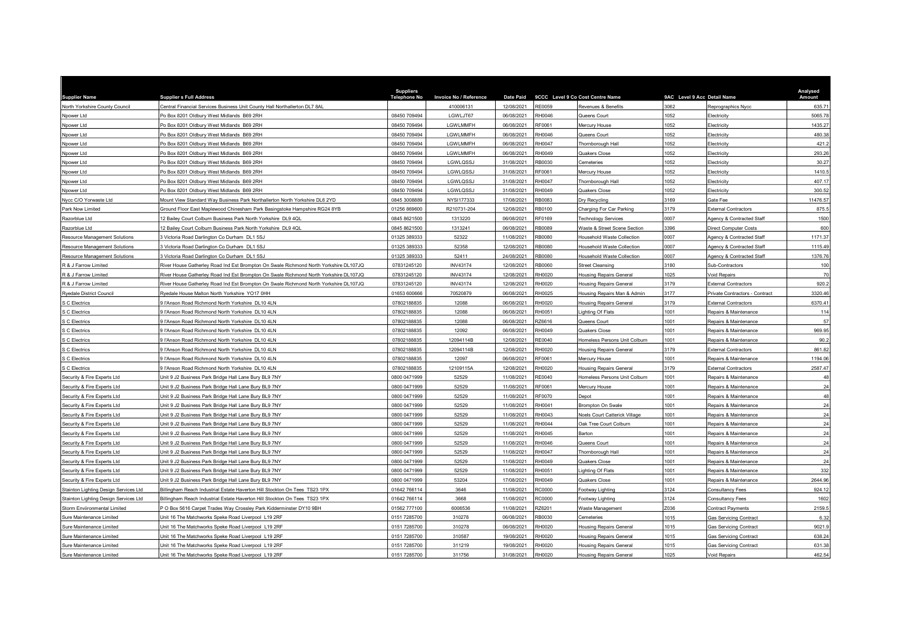| Supplier Name | Supplier s Full Address | Suppliers Telephone No | Invoice No / Reference | Date Paid | 9CCC Level 9 Co Cost Centre Name | | 9AC Level 9 Acc Detail Name | | Analysed Amount |
|---|---|---|---|---|---|---|---|---|---|
| North Yorkshire County Council | Central Financial Services Business Unit County Hall Northallerton DL7 8AL | | 410006131 | 12/08/2021 | RE0059 | Revenues & Benefits | 3062 | Reprographics Nycc | 635.71 |
| Npower Ltd | Po Box 8201 Oldbury West Midlands B69 2RH | 08450 709494 | LGWLJT67 | 06/08/2021 | RH0046 | Queens Court | 1052 | Electricity | 5065.78 |
| Npower Ltd | Po Box 8201 Oldbury West Midlands B69 2RH | 08450 709494 | LGWLMMFH | 06/08/2021 | RF0061 | Mercury House | 1052 | Electricity | 1435.27 |
| Npower Ltd | Po Box 8201 Oldbury West Midlands B69 2RH | 08450 709494 | LGWLMMFH | 06/08/2021 | RH0046 | Queens Court | 1052 | Electricity | 480.38 |
| Npower Ltd | Po Box 8201 Oldbury West Midlands B69 2RH | 08450 709494 | LGWLMMFH | 06/08/2021 | RH0047 | Thornborough Hall | 1052 | Electricity | 421.2 |
| Npower Ltd | Po Box 8201 Oldbury West Midlands B69 2RH | 08450 709494 | LGWLMMFH | 06/08/2021 | RH0049 | Quakers Close | 1052 | Electricity | 293.26 |
| Npower Ltd | Po Box 8201 Oldbury West Midlands B69 2RH | 08450 709494 | LGWLQSSJ | 31/08/2021 | RB0030 | Cemeteries | 1052 | Electricity | 30.27 |
| Npower Ltd | Po Box 8201 Oldbury West Midlands B69 2RH | 08450 709494 | LGWLQSSJ | 31/08/2021 | RF0061 | Mercury House | 1052 | Electricity | 1410.5 |
| Npower Ltd | Po Box 8201 Oldbury West Midlands B69 2RH | 08450 709494 | LGWLQSSJ | 31/08/2021 | RH0047 | Thornborough Hall | 1052 | Electricity | 407.17 |
| Npower Ltd | Po Box 8201 Oldbury West Midlands B69 2RH | 08450 709494 | LGWLQSSJ | 31/08/2021 | RH0049 | Quakers Close | 1052 | Electricity | 300.52 |
| Nycc C/O Yorwaste Ltd | Mount View Standard Way Business Park Northallerton North Yorkshire DL6 2YD | 0845 3008889 | NYSI177333 | 17/08/2021 | RB0083 | Dry Recycling | 3169 | Gate Fee | 11476.57 |
| Park Now Limited | Ground Floor East Maplewood Chinesham Park Basingstoke Hampshire RG24 8YB | 01256 869600 | R210731-204 | 12/08/2021 | RB0100 | Charging For Car Parking | 3179 | External Contractors | 875.5 |
| Razorblue Ltd | 12 Bailey Court Colburn Business Park North Yorkshire DL9 4QL | 0845 8621500 | 1313220 | 06/08/2021 | RF0169 | Technology Services | 0007 | Agency & Contracted Staff | 1500 |
| Razorblue Ltd | 12 Bailey Court Colburn Business Park North Yorkshire DL9 4QL | 0845 8621500 | 1313241 | 06/08/2021 | RB0089 | Waste & Street Scene Section | 3396 | Direct Computer Costs | 600 |
| Resource Management Solutions | 3 Victoria Road Darlington Co Durham DL1 5SJ | 01325 389333 | 52322 | 11/08/2021 | RB0080 | Household Waste Collection | 0007 | Agency & Contracted Staff | 1171.37 |
| Resource Management Solutions | 3 Victoria Road Darlington Co Durham DL1 5SJ | 01325 389333 | 52358 | 12/08/2021 | RB0080 | Household Waste Collection | 0007 | Agency & Contracted Staff | 1115.49 |
| Resource Management Solutions | 3 Victoria Road Darlington Co Durham DL1 5SJ | 01325 389333 | 52411 | 24/08/2021 | RB0080 | Household Waste Collection | 0007 | Agency & Contracted Staff | 1376.76 |
| R & J Farrow Limited | River House Gatherley Road Ind Est Brompton On Swale Richmond North Yorkshire DL107JQ | 07831245120 | INV43174 | 12/08/2021 | RB0060 | Street Cleansing | 3180 | Sub-Contractors | 100 |
| R & J Farrow Limited | River House Gatherley Road Ind Est Brompton On Swale Richmond North Yorkshire DL107JQ | 07831245120 | INV43174 | 12/08/2021 | RH0020 | Housing Repairs General | 1025 | Void Repairs | 70 |
| R & J Farrow Limited | River House Gatherley Road Ind Est Brompton On Swale Richmond North Yorkshire DL107JQ | 07831245120 | INV43174 | 12/08/2021 | RH0020 | Housing Repairs General | 3179 | External Contractors | 920.2 |
| Ryedale District Council | Ryedale House Malton North Yorkshire YO17 0HH | 01653 600666 | 70520879 | 06/08/2021 | RH0025 | Housing Repairs Man & Admin | 3177 | Private Contractors - Contract | 3320.46 |
| S C Electrics | 9 I'Anson Road Richmond North Yorkshire DL10 4LN | 07802188835 | 12088 | 06/08/2021 | RH0020 | Housing Repairs General | 3179 | External Contractors | 6370.41 |
| S C Electrics | 9 I'Anson Road Richmond North Yorkshire DL10 4LN | 07802188835 | 12088 | 06/08/2021 | RH0051 | Lighting Of Flats | 1001 | Repairs & Maintenance | 114 |
| S C Electrics | 9 I'Anson Road Richmond North Yorkshire DL10 4LN | 07802188835 | 12088 | 06/08/2021 | RZ6616 | Queens Court | 1001 | Repairs & Maintenance | 57 |
| S C Electrics | 9 I'Anson Road Richmond North Yorkshire DL10 4LN | 07802188835 | 12092 | 06/08/2021 | RH0049 | Quakers Close | 1001 | Repairs & Maintenance | 969.95 |
| S C Electrics | 9 I'Anson Road Richmond North Yorkshire DL10 4LN | 07802188835 | 12094114B | 12/08/2021 | RE0040 | Homeless Persons Unit Colburn | 1001 | Repairs & Maintenance | 90.2 |
| S C Electrics | 9 I'Anson Road Richmond North Yorkshire DL10 4LN | 07802188835 | 12094114B | 12/08/2021 | RH0020 | Housing Repairs General | 3179 | External Contractors | 861.82 |
| S C Electrics | 9 I'Anson Road Richmond North Yorkshire DL10 4LN | 07802188835 | 12097 | 06/08/2021 | RF0061 | Mercury House | 1001 | Repairs & Maintenance | 1194.06 |
| S C Electrics | 9 I'Anson Road Richmond North Yorkshire DL10 4LN | 07802188835 | 12109115A | 12/08/2021 | RH0020 | Housing Repairs General | 3179 | External Contractors | 2587.47 |
| Security & Fire Experts Ltd | Unit 9 J2 Business Park Bridge Hall Lane Bury BL9 7NY | 0800 0471999 | 52529 | 11/08/2021 | RE0040 | Homeless Persons Unit Colburn | 1001 | Repairs & Maintenance | 48 |
| Security & Fire Experts Ltd | Unit 9 J2 Business Park Bridge Hall Lane Bury BL9 7NY | 0800 0471999 | 52529 | 11/08/2021 | RF0061 | Mercury House | 1001 | Repairs & Maintenance | 24 |
| Security & Fire Experts Ltd | Unit 9 J2 Business Park Bridge Hall Lane Bury BL9 7NY | 0800 0471999 | 52529 | 11/08/2021 | RF0070 | Depot | 1001 | Repairs & Maintenance | 48 |
| Security & Fire Experts Ltd | Unit 9 J2 Business Park Bridge Hall Lane Bury BL9 7NY | 0800 0471999 | 52529 | 11/08/2021 | RH0041 | Brompton On Swale | 1001 | Repairs & Maintenance | 24 |
| Security & Fire Experts Ltd | Unit 9 J2 Business Park Bridge Hall Lane Bury BL9 7NY | 0800 0471999 | 52529 | 11/08/2021 | RH0043 | Noels Court Catterick Village | 1001 | Repairs & Maintenance | 24 |
| Security & Fire Experts Ltd | Unit 9 J2 Business Park Bridge Hall Lane Bury BL9 7NY | 0800 0471999 | 52529 | 11/08/2021 | RH0044 | Oak Tree Court Colburn | 1001 | Repairs & Maintenance | 24 |
| Security & Fire Experts Ltd | Unit 9 J2 Business Park Bridge Hall Lane Bury BL9 7NY | 0800 0471999 | 52529 | 11/08/2021 | RH0045 | Barton | 1001 | Repairs & Maintenance | 24 |
| Security & Fire Experts Ltd | Unit 9 J2 Business Park Bridge Hall Lane Bury BL9 7NY | 0800 0471999 | 52529 | 11/08/2021 | RH0046 | Queens Court | 1001 | Repairs & Maintenance | 24 |
| Security & Fire Experts Ltd | Unit 9 J2 Business Park Bridge Hall Lane Bury BL9 7NY | 0800 0471999 | 52529 | 11/08/2021 | RH0047 | Thornborough Hall | 1001 | Repairs & Maintenance | 24 |
| Security & Fire Experts Ltd | Unit 9 J2 Business Park Bridge Hall Lane Bury BL9 7NY | 0800 0471999 | 52529 | 11/08/2021 | RH0049 | Quakers Close | 1001 | Repairs & Maintenance | 24 |
| Security & Fire Experts Ltd | Unit 9 J2 Business Park Bridge Hall Lane Bury BL9 7NY | 0800 0471999 | 52529 | 11/08/2021 | RH0051 | Lighting Of Flats | 1001 | Repairs & Maintenance | 332 |
| Security & Fire Experts Ltd | Unit 9 J2 Business Park Bridge Hall Lane Bury BL9 7NY | 0800 0471999 | 53204 | 17/08/2021 | RH0049 | Quakers Close | 1001 | Repairs & Maintenance | 2644.96 |
| Stainton Lighting Design Services Ltd | Billingham Reach Industrial Estate Haverton Hill Stockton On Tees TS23 1PX | 01642 766114 | 3646 | 11/08/2021 | RC0000 | Footway Lighting | 3124 | Consultancy Fees | 924.12 |
| Stainton Lighting Design Services Ltd | Billingham Reach Industrial Estate Haverton Hill Stockton On Tees TS23 1PX | 01642 766114 | 3668 | 11/08/2021 | RC0000 | Footway Lighting | 3124 | Consultancy Fees | 1602 |
| Storm Enviironmental Limited | P O Box 5616 Carpet Trades Way Crossley Park Kidderminster DY10 9BH | 01562 777100 | 6006536 | 11/08/2021 | RZ6201 | Waste Management | Z036 | Contract Payments | 2159.5 |
| Sure Maintenance Limited | Unit 16 The Matchworks Speke Road Liverpool L19 2RF | 0151 7285700 | 310278 | 06/08/2021 | RB0030 | Cemeteries | 1015 | Gas Servicing Contract | 6.32 |
| Sure Maintenance Limited | Unit 16 The Matchworks Speke Road Liverpool L19 2RF | 0151 7285700 | 310278 | 06/08/2021 | RH0020 | Housing Repairs General | 1015 | Gas Servicing Contract | 9021.9 |
| Sure Maintenance Limited | Unit 16 The Matchworks Speke Road Liverpool L19 2RF | 0151 7285700 | 310587 | 19/08/2021 | RH0020 | Housing Repairs General | 1015 | Gas Servicing Contract | 638.24 |
| Sure Maintenance Limited | Unit 16 The Matchworks Speke Road Liverpool L19 2RF | 0151 7285700 | 311219 | 19/08/2021 | RH0020 | Housing Repairs General | 1015 | Gas Servicing Contract | 631.38 |
| Sure Maintenance Limited | Unit 16 The Matchworks Speke Road Liverpool L19 2RF | 0151 7285700 | 311756 | 31/08/2021 | RH0020 | Housing Repairs General | 1025 | Void Repairs | 462.54 |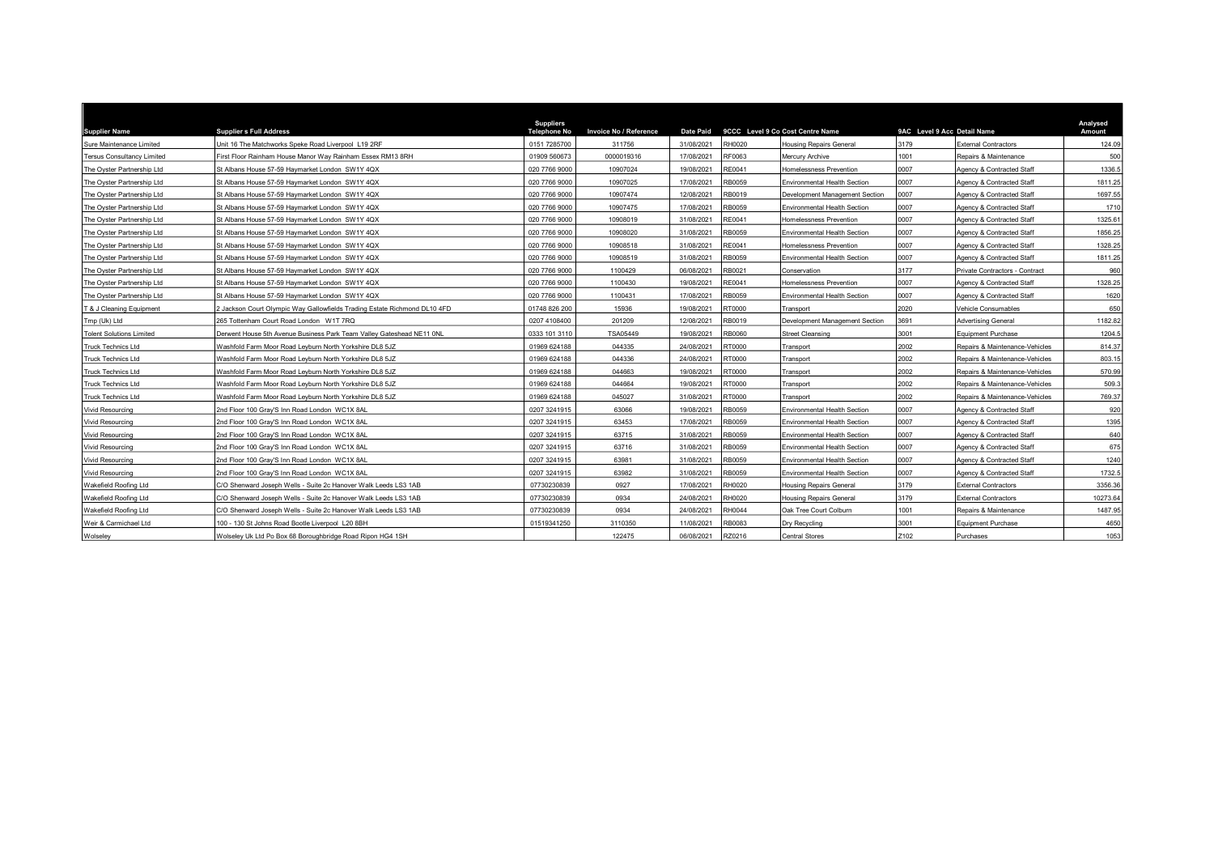| Supplier Name | Supplier s Full Address | Suppliers Telephone No | Invoice No / Reference | Date Paid | 9CCC | Level 9 Co Cost Centre Name | 9AC | Level 9 Acc Detail Name | Analysed Amount |
|---|---|---|---|---|---|---|---|---|---|
| Sure Maintenance Limited | Unit 16 The Matchworks Speke Road Liverpool L19 2RF | 0151 7285700 | 311756 | 31/08/2021 | RH0020 | Housing Repairs General | 3179 | External Contractors | 124.09 |
| Tersus Consultancy Limited | First Floor Rainham House Manor Way Rainham Essex RM13 8RH | 01909 560673 | 0000019316 | 17/08/2021 | RF0063 | Mercury Archive | 1001 | Repairs & Maintenance | 500 |
| The Oyster Partnership Ltd | St Albans House 57-59 Haymarket London SW1Y 4QX | 020 7766 9000 | 10907024 | 19/08/2021 | RE0041 | Homelessness Prevention | 0007 | Agency & Contracted Staff | 1336.5 |
| The Oyster Partnership Ltd | St Albans House 57-59 Haymarket London SW1Y 4QX | 020 7766 9000 | 10907025 | 17/08/2021 | RB0059 | Environmental Health Section | 0007 | Agency & Contracted Staff | 1811.25 |
| The Oyster Partnership Ltd | St Albans House 57-59 Haymarket London SW1Y 4QX | 020 7766 9000 | 10907474 | 12/08/2021 | RB0019 | Development Management Section | 0007 | Agency & Contracted Staff | 1697.55 |
| The Oyster Partnership Ltd | St Albans House 57-59 Haymarket London SW1Y 4QX | 020 7766 9000 | 10907475 | 17/08/2021 | RB0059 | Environmental Health Section | 0007 | Agency & Contracted Staff | 1710 |
| The Oyster Partnership Ltd | St Albans House 57-59 Haymarket London SW1Y 4QX | 020 7766 9000 | 10908019 | 31/08/2021 | RE0041 | Homelessness Prevention | 0007 | Agency & Contracted Staff | 1325.61 |
| The Oyster Partnership Ltd | St Albans House 57-59 Haymarket London SW1Y 4QX | 020 7766 9000 | 10908020 | 31/08/2021 | RB0059 | Environmental Health Section | 0007 | Agency & Contracted Staff | 1856.25 |
| The Oyster Partnership Ltd | St Albans House 57-59 Haymarket London SW1Y 4QX | 020 7766 9000 | 10908518 | 31/08/2021 | RE0041 | Homelessness Prevention | 0007 | Agency & Contracted Staff | 1328.25 |
| The Oyster Partnership Ltd | St Albans House 57-59 Haymarket London SW1Y 4QX | 020 7766 9000 | 10908519 | 31/08/2021 | RB0059 | Environmental Health Section | 0007 | Agency & Contracted Staff | 1811.25 |
| The Oyster Partnership Ltd | St Albans House 57-59 Haymarket London SW1Y 4QX | 020 7766 9000 | 1100429 | 06/08/2021 | RB0021 | Conservation | 3177 | Private Contractors - Contract | 960 |
| The Oyster Partnership Ltd | St Albans House 57-59 Haymarket London SW1Y 4QX | 020 7766 9000 | 1100430 | 19/08/2021 | RE0041 | Homelessness Prevention | 0007 | Agency & Contracted Staff | 1328.25 |
| The Oyster Partnership Ltd | St Albans House 57-59 Haymarket London SW1Y 4QX | 020 7766 9000 | 1100431 | 17/08/2021 | RB0059 | Environmental Health Section | 0007 | Agency & Contracted Staff | 1620 |
| T & J Cleaning Equipment | 2 Jackson Court Olympic Way Gallowfields Trading Estate Richmond DL10 4FD | 01748 826 200 | 15936 | 19/08/2021 | RT0000 | Transport | 2020 | Vehicle Consumables | 650 |
| Tmp (Uk) Ltd | 265 Tottenham Court Road London W1T 7RQ | 0207 4108400 | 201209 | 12/08/2021 | RB0019 | Development Management Section | 3691 | Advertising General | 1182.82 |
| Tolent Solutions Limited | Derwent House 5th Avenue Business Park Team Valley Gateshead NE11 0NL | 0333 101 3110 | TSA05449 | 19/08/2021 | RB0060 | Street Cleansing | 3001 | Equipment Purchase | 1204.5 |
| Truck Technics Ltd | Washfold Farm Moor Road Leyburn North Yorkshire DL8 5JZ | 01969 624188 | 044335 | 24/08/2021 | RT0000 | Transport | 2002 | Repairs & Maintenance-Vehicles | 814.37 |
| Truck Technics Ltd | Washfold Farm Moor Road Leyburn North Yorkshire DL8 5JZ | 01969 624188 | 044336 | 24/08/2021 | RT0000 | Transport | 2002 | Repairs & Maintenance-Vehicles | 803.15 |
| Truck Technics Ltd | Washfold Farm Moor Road Leyburn North Yorkshire DL8 5JZ | 01969 624188 | 044663 | 19/08/2021 | RT0000 | Transport | 2002 | Repairs & Maintenance-Vehicles | 570.99 |
| Truck Technics Ltd | Washfold Farm Moor Road Leyburn North Yorkshire DL8 5JZ | 01969 624188 | 044664 | 19/08/2021 | RT0000 | Transport | 2002 | Repairs & Maintenance-Vehicles | 509.3 |
| Truck Technics Ltd | Washfold Farm Moor Road Leyburn North Yorkshire DL8 5JZ | 01969 624188 | 045027 | 31/08/2021 | RT0000 | Transport | 2002 | Repairs & Maintenance-Vehicles | 769.37 |
| Vivid Resourcing | 2nd Floor 100 Gray'S Inn Road London WC1X 8AL | 0207 3241915 | 63066 | 19/08/2021 | RB0059 | Environmental Health Section | 0007 | Agency & Contracted Staff | 920 |
| Vivid Resourcing | 2nd Floor 100 Gray'S Inn Road London WC1X 8AL | 0207 3241915 | 63453 | 17/08/2021 | RB0059 | Environmental Health Section | 0007 | Agency & Contracted Staff | 1395 |
| Vivid Resourcing | 2nd Floor 100 Gray'S Inn Road London WC1X 8AL | 0207 3241915 | 63715 | 31/08/2021 | RB0059 | Environmental Health Section | 0007 | Agency & Contracted Staff | 640 |
| Vivid Resourcing | 2nd Floor 100 Gray'S Inn Road London WC1X 8AL | 0207 3241915 | 63716 | 31/08/2021 | RB0059 | Environmental Health Section | 0007 | Agency & Contracted Staff | 675 |
| Vivid Resourcing | 2nd Floor 100 Gray'S Inn Road London WC1X 8AL | 0207 3241915 | 63981 | 31/08/2021 | RB0059 | Environmental Health Section | 0007 | Agency & Contracted Staff | 1240 |
| Vivid Resourcing | 2nd Floor 100 Gray'S Inn Road London WC1X 8AL | 0207 3241915 | 63982 | 31/08/2021 | RB0059 | Environmental Health Section | 0007 | Agency & Contracted Staff | 1732.5 |
| Wakefield Roofing Ltd | C/O Shenward Joseph Wells - Suite 2c Hanover Walk Leeds LS3 1AB | 07730230839 | 0927 | 17/08/2021 | RH0020 | Housing Repairs General | 3179 | External Contractors | 3356.36 |
| Wakefield Roofing Ltd | C/O Shenward Joseph Wells - Suite 2c Hanover Walk Leeds LS3 1AB | 07730230839 | 0934 | 24/08/2021 | RH0020 | Housing Repairs General | 3179 | External Contractors | 10273.64 |
| Wakefield Roofing Ltd | C/O Shenward Joseph Wells - Suite 2c Hanover Walk Leeds LS3 1AB | 07730230839 | 0934 | 24/08/2021 | RH0044 | Oak Tree Court Colburn | 1001 | Repairs & Maintenance | 1487.95 |
| Weir & Carmichael Ltd | 100 - 130 St Johns Road Bootle Liverpool L20 8BH | 01519341250 | 3110350 | 11/08/2021 | RB0083 | Dry Recycling | 3001 | Equipment Purchase | 4650 |
| Wolseley | Wolseley Uk Ltd Po Box 68 Boroughbridge Road Ripon HG4 1SH | | 122475 | 06/08/2021 | RZ0216 | Central Stores | Z102 | Purchases | 1053 |